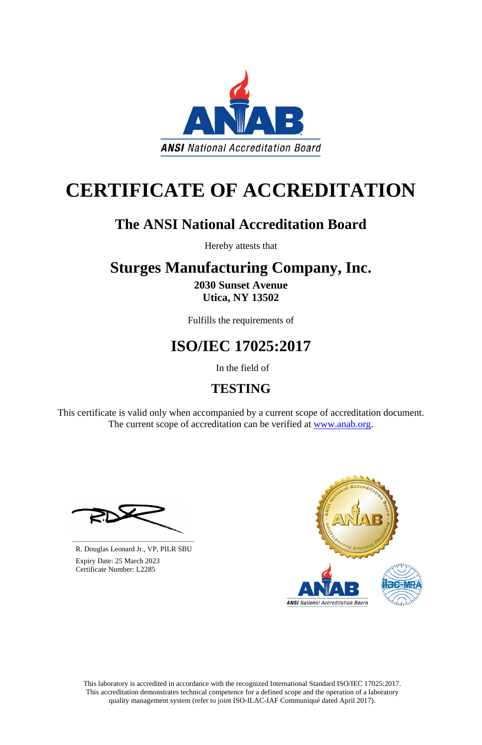ANSI National Accreditation Board

# CERTIFICATE OF ACCREDITATION

## The ANSI National Accreditation Board

Hereby attests that

## Sturges Manufacturing Company, Inc.

**2030 Sunset Avenue**
**Utica, NY 13502**

Fulfills the requirements of

## ISO/IEC 17025:2017

In the field of

## TESTING

This certificate is valid only when accompanied by a current scope of accreditation document.
The current scope of accreditation can be verified at www.anab.org.

R. Douglas Leonard Jr., VP, PILR SBU
Expiry Date: 25 March 2023
Certificate Number: L2285

This laboratory is accredited in accordance with the recognized International Standard ISO/IEC 17025:2017. This accreditation demonstrates technical competence for a defined scope and the operation of a laboratory quality management system (refer to joint ISO-ILAC-IAF Communiqué dated April 2017).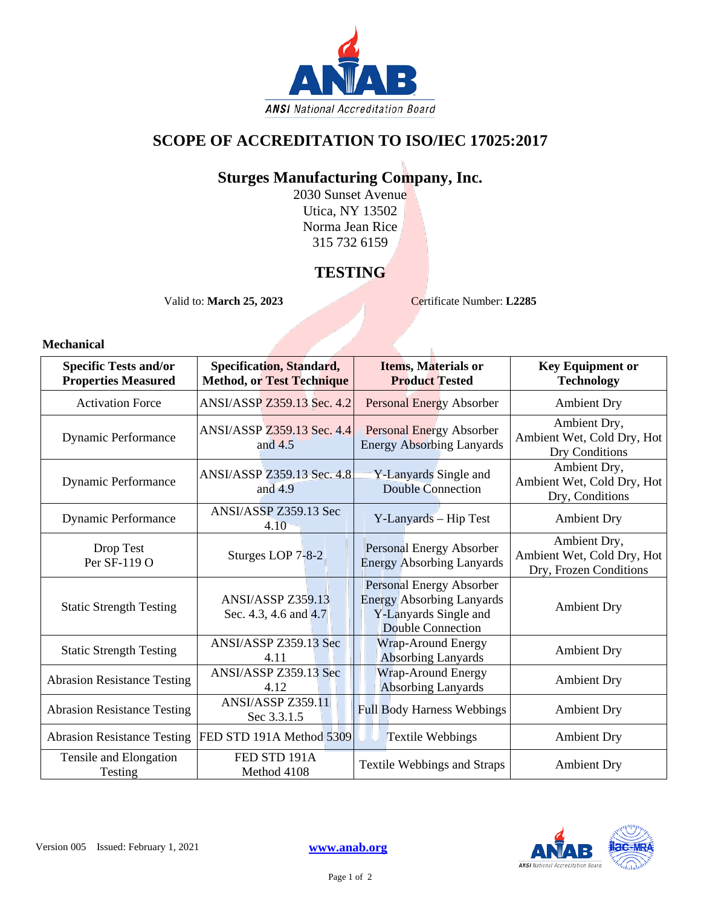# SCOPE OF ACCREDITATION TO ISO/IEC 17025:2017

## Sturges Manufacturing Company, Inc.

2030 Sunset Avenue
Utica, NY 13502
Norma Jean Rice
315 732 6159

## TESTING

Valid to: **March 25, 2023** Certificate Number: **L2285**

### Mechanical

| Specific Tests and/or Properties Measured | Specification, Standard, Method, or Test Technique | Items, Materials or Product Tested | Key Equipment or Technology |
|---|---|---|---|
| Activation Force | ANSI/ASSP Z359.13 Sec. 4.2 | Personal Energy Absorber | Ambient Dry |
| Dynamic Performance | ANSI/ASSP Z359.13 Sec. 4.4 and 4.5 | Personal Energy Absorber Energy Absorbing Lanyards | Ambient Dry, Ambient Wet, Cold Dry, Hot Dry Conditions |
| Dynamic Performance | ANSI/ASSP Z359.13 Sec. 4.8 and 4.9 | Y-Lanyards Single and Double Connection | Ambient Dry, Ambient Wet, Cold Dry, Hot Dry, Conditions |
| Dynamic Performance | ANSI/ASSP Z359.13 Sec 4.10 | Y-Lanyards – Hip Test | Ambient Dry |
| Drop Test Per SF-119 O | Sturges LOP 7-8-2 | Personal Energy Absorber Energy Absorbing Lanyards | Ambient Dry, Ambient Wet, Cold Dry, Hot Dry, Frozen Conditions |
| Static Strength Testing | ANSI/ASSP Z359.13 Sec. 4.3, 4.6 and 4.7 | Personal Energy Absorber Energy Absorbing Lanyards Y-Lanyards Single and Double Connection | Ambient Dry |
| Static Strength Testing | ANSI/ASSP Z359.13 Sec 4.11 | Wrap-Around Energy Absorbing Lanyards | Ambient Dry |
| Abrasion Resistance Testing | ANSI/ASSP Z359.13 Sec 4.12 | Wrap-Around Energy Absorbing Lanyards | Ambient Dry |
| Abrasion Resistance Testing | ANSI/ASSP Z359.11 Sec 3.3.1.5 | Full Body Harness Webbings | Ambient Dry |
| Abrasion Resistance Testing | FED STD 191A Method 5309 | Textile Webbings | Ambient Dry |
| Tensile and Elongation Testing | FED STD 191A Method 4108 | Textile Webbings and Straps | Ambient Dry |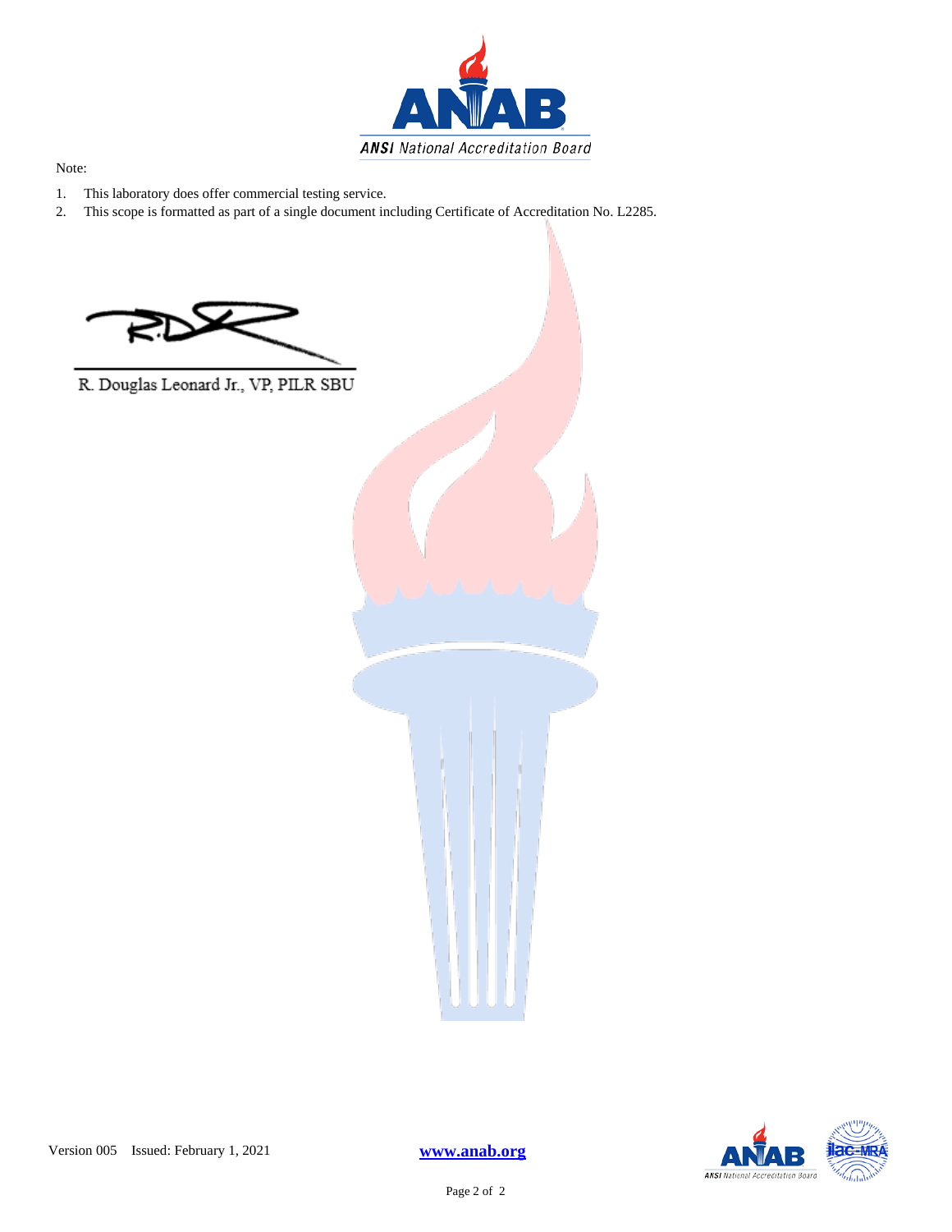Note:

1. This laboratory does offer commercial testing service.
2. This scope is formatted as part of a single document including Certificate of Accreditation No. L2285.

R. Douglas Leonard Jr., VP, PILR SBU

Version 005 Issued: February 1, 2021

www.anab.org